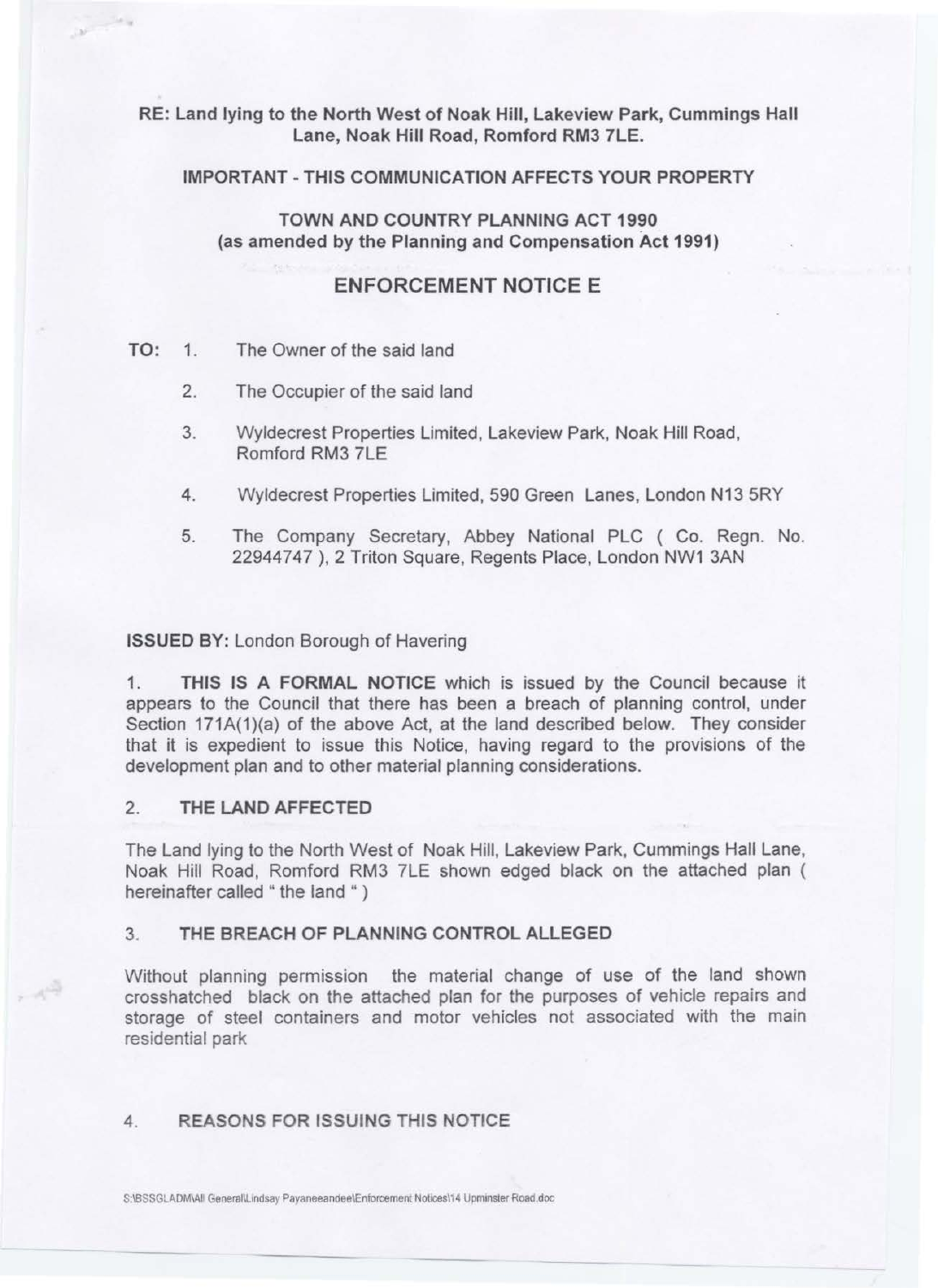**RE: Land lying to the North West of Noak Hill, Lakeview Park, Cummings Hall Lane, Noak Hill Road, Romford RM3 7LE.**

**IMPORTANT - THIS COMMUNICATION AFFECTS YOUR PROPERTY**

**TOWN AND COUNTRY PLANNING ACT 1990**
**(as amended by the Planning and Compensation Act 1991)**

# ENFORCEMENT NOTICE E

**TO:**

1. The Owner of the said land
2. The Occupier of the said land
3. Wyldecrest Properties Limited, Lakeview Park, Noak Hill Road, Romford RM3 7LE
4. Wyldecrest Properties Limited, 590 Green Lanes, London N13 5RY
5. The Company Secretary, Abbey National PLC ( Co. Regn. No. 22944747 ), 2 Triton Square, Regents Place, London NW1 3AN

**ISSUED BY:** London Borough of Havering

1. **THIS IS A FORMAL NOTICE** which is issued by the Council because it appears to the Council that there has been a breach of planning control, under Section 171A(1)(a) of the above Act, at the land described below. They consider that it is expedient to issue this Notice, having regard to the provisions of the development plan and to other material planning considerations.

## 2. THE LAND AFFECTED

The Land lying to the North West of Noak Hill, Lakeview Park, Cummings Hall Lane, Noak Hill Road, Romford RM3 7LE shown edged black on the attached plan ( hereinafter called " the land " )

## 3. THE BREACH OF PLANNING CONTROL ALLEGED

Without planning permission the material change of use of the land shown crosshatched black on the attached plan for the purposes of vehicle repairs and storage of steel containers and motor vehicles not associated with the main residential park

## 4. REASONS FOR ISSUING THIS NOTICE

S:\BSSGLADM\All General\Lindsay Payaneeandee\Enforcement Notices\14 Upminster Road.doc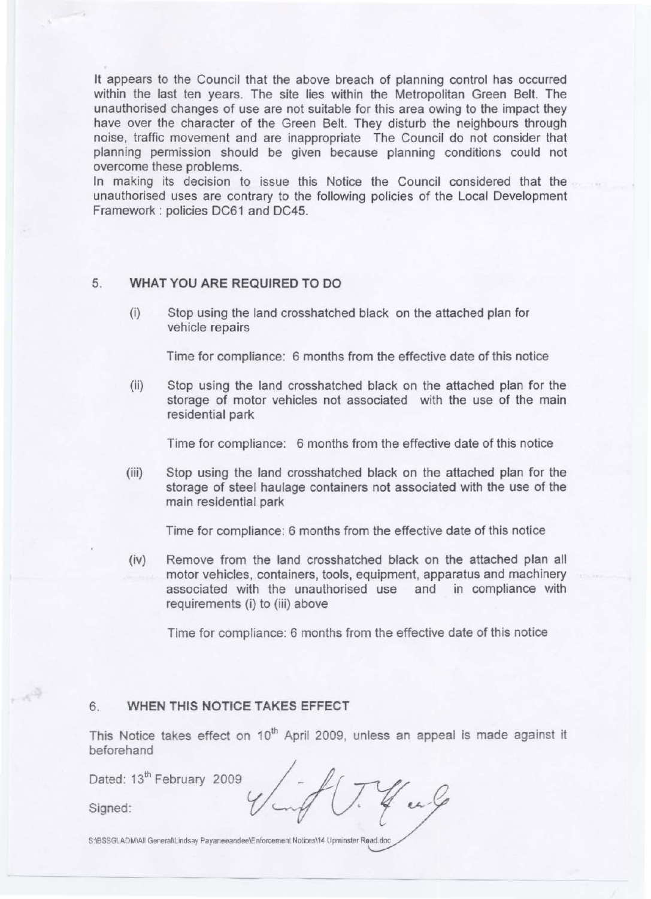It appears to the Council that the above breach of planning control has occurred within the last ten years. The site lies within the Metropolitan Green Belt. The unauthorised changes of use are not suitable for this area owing to the impact they have over the character of the Green Belt. They disturb the neighbours through noise, traffic movement and are inappropriate The Council do not consider that planning permission should be given because planning conditions could not overcome these problems.
In making its decision to issue this Notice the Council considered that the unauthorised uses are contrary to the following policies of the Local Development Framework : policies DC61 and DC45.

## 5. WHAT YOU ARE REQUIRED TO DO

(i) Stop using the land crosshatched black on the attached plan for vehicle repairs

Time for compliance: 6 months from the effective date of this notice

(ii) Stop using the land crosshatched black on the attached plan for the storage of motor vehicles not associated with the use of the main residential park

Time for compliance: 6 months from the effective date of this notice

(iii) Stop using the land crosshatched black on the attached plan for the storage of steel haulage containers not associated with the use of the main residential park

Time for compliance: 6 months from the effective date of this notice

(iv) Remove from the land crosshatched black on the attached plan all motor vehicles, containers, tools, equipment, apparatus and machinery associated with the unauthorised use and in compliance with requirements (i) to (iii) above

Time for compliance: 6 months from the effective date of this notice

## 6. WHEN THIS NOTICE TAKES EFFECT

This Notice takes effect on 10th April 2009, unless an appeal is made against it beforehand

Dated: 13th February 2009

Signed:

S:\BSSGLADM\All General\Lindsay Payaneeandee\Enforcement Notices\14 Upminster Road.doc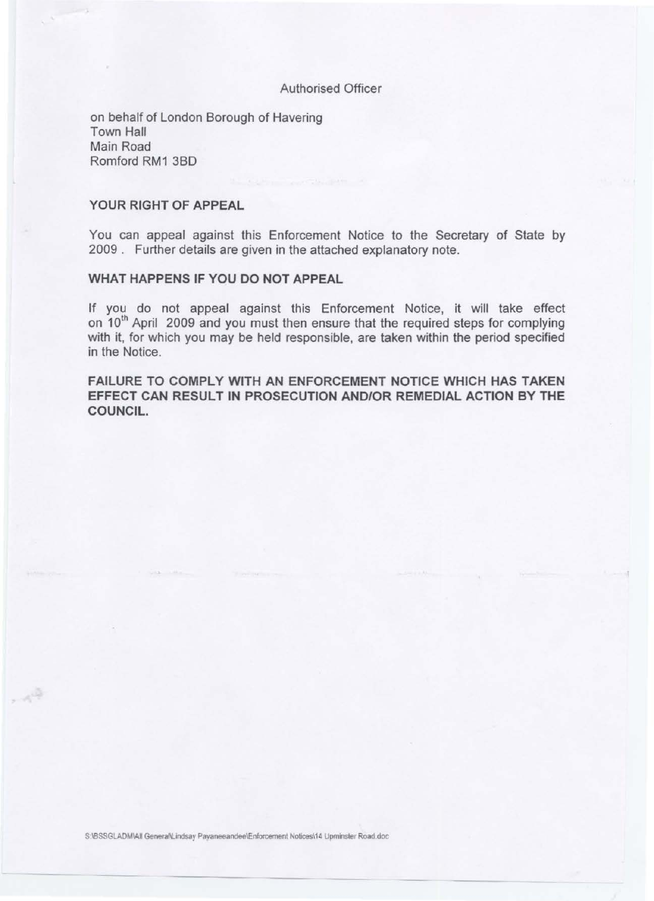Authorised Officer

on behalf of London Borough of Havering
Town Hall
Main Road
Romford RM1 3BD

## YOUR RIGHT OF APPEAL

You can appeal against this Enforcement Notice to the Secretary of State by 2009 . Further details are given in the attached explanatory note.

## WHAT HAPPENS IF YOU DO NOT APPEAL

If you do not appeal against this Enforcement Notice, it will take effect on 10th April 2009 and you must then ensure that the required steps for complying with it, for which you may be held responsible, are taken within the period specified in the Notice.

**FAILURE TO COMPLY WITH AN ENFORCEMENT NOTICE WHICH HAS TAKEN EFFECT CAN RESULT IN PROSECUTION AND/OR REMEDIAL ACTION BY THE COUNCIL.**

S:\BSSGLADM\All General\Lindsay Payaneeandee\Enforcement Notices\14 Upminster Road.doc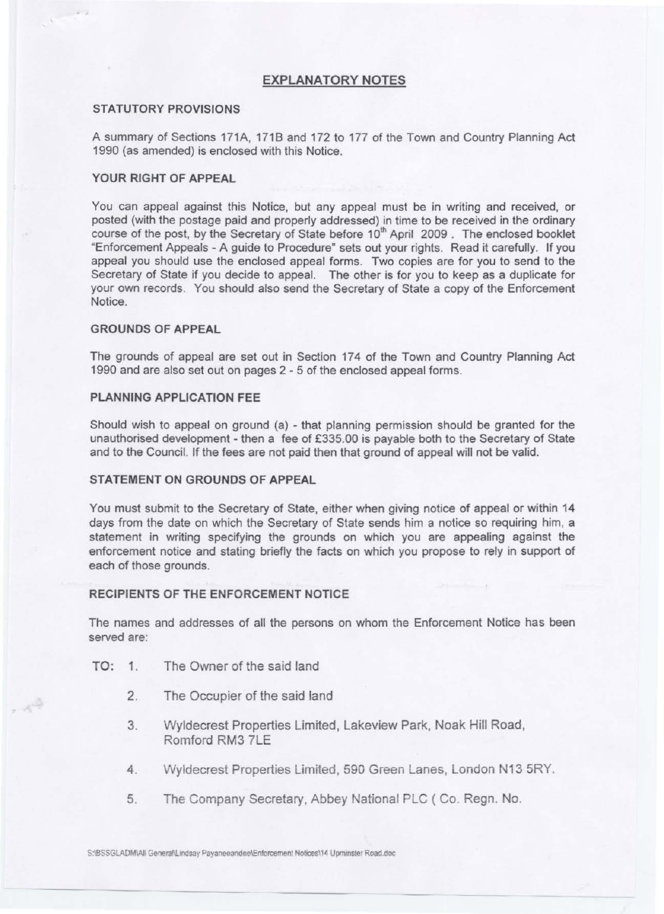## EXPLANATORY NOTES

### STATUTORY PROVISIONS

A summary of Sections 171A, 171B and 172 to 177 of the Town and Country Planning Act 1990 (as amended) is enclosed with this Notice.

### YOUR RIGHT OF APPEAL

You can appeal against this Notice, but any appeal must be in writing and received, or posted (with the postage paid and properly addressed) in time to be received in the ordinary course of the post, by the Secretary of State before 10th April 2009 . The enclosed booklet "Enforcement Appeals - A guide to Procedure" sets out your rights. Read it carefully. If you appeal you should use the enclosed appeal forms. Two copies are for you to send to the Secretary of State if you decide to appeal. The other is for you to keep as a duplicate for your own records. You should also send the Secretary of State a copy of the Enforcement Notice.

### GROUNDS OF APPEAL

The grounds of appeal are set out in Section 174 of the Town and Country Planning Act 1990 and are also set out on pages 2 - 5 of the enclosed appeal forms.

### PLANNING APPLICATION FEE

Should wish to appeal on ground (a) - that planning permission should be granted for the unauthorised development - then a fee of £335.00 is payable both to the Secretary of State and to the Council. If the fees are not paid then that ground of appeal will not be valid.

### STATEMENT ON GROUNDS OF APPEAL

You must submit to the Secretary of State, either when giving notice of appeal or within 14 days from the date on which the Secretary of State sends him a notice so requiring him, a statement in writing specifying the grounds on which you are appealing against the enforcement notice and stating briefly the facts on which you propose to rely in support of each of those grounds.

### RECIPIENTS OF THE ENFORCEMENT NOTICE

The names and addresses of all the persons on whom the Enforcement Notice has been served are:

TO:

1. The Owner of the said land
2. The Occupier of the said land
3. Wyldecrest Properties Limited, Lakeview Park, Noak Hill Road, Romford RM3 7LE
4. Wyldecrest Properties Limited, 590 Green Lanes, London N13 5RY.
5. The Company Secretary, Abbey National PLC ( Co. Regn. No.

S:\BSSGLADM\All General\Lindsay Payaneeandee\Enforcement Notices\14 Upminster Road.doc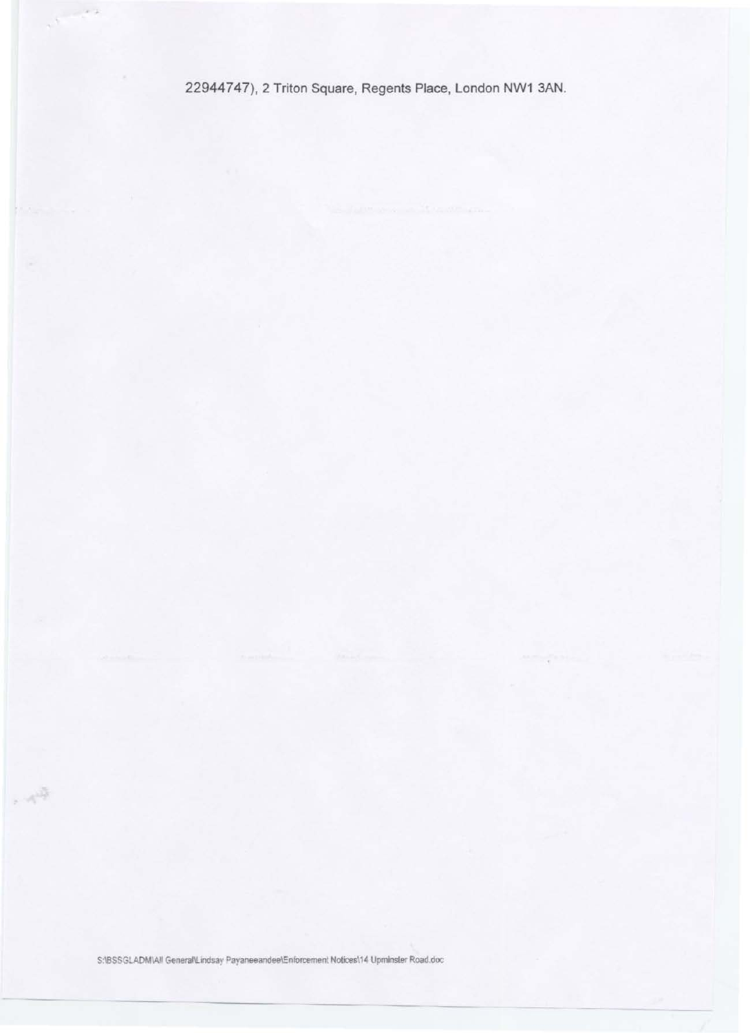22944747), 2 Triton Square, Regents Place, London NW1 3AN.

S:\BSSGLADM\All General\Lindsay Payaneeandee\Enforcement Notices\14 Upminster Road.doc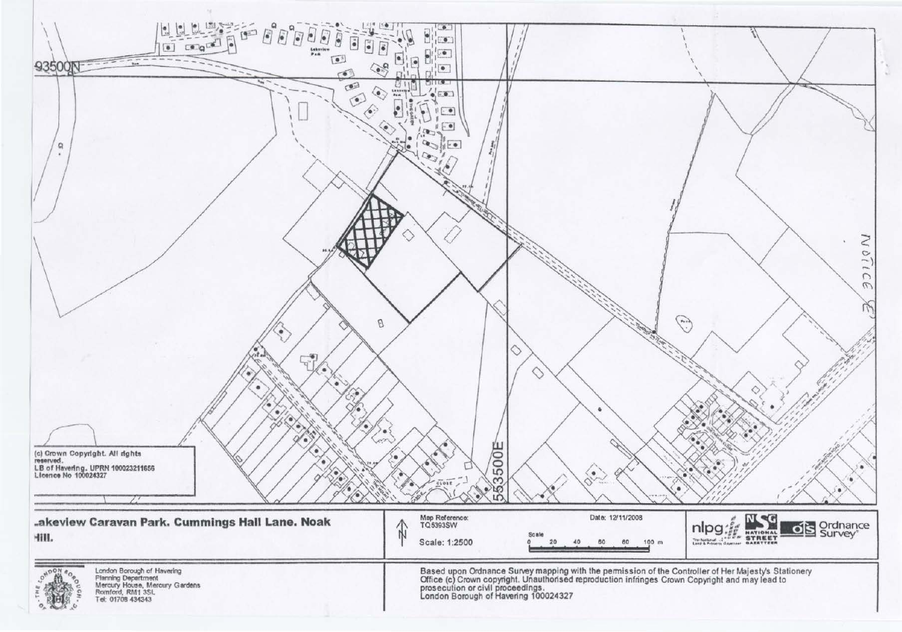93500N

553500E

NOTICE E

(c) Crown Copyright. All rights reserved.
LB of Havering. UPRN 100023211656
Licence No 100024327

**Lakeview Caravan Park. Cummings Hall Lane. Noak Hill.**

Map Reference: TQ5393SW

Scale: 1:2500

Date: 12/11/2008

Scale 0 20 40 60 80 100 m

N

nlpg NSG NATIONAL STREET GAZETTEER os Ordnance Survey

London Borough of Havering
Planning Department
Mercury House, Mercury Gardens
Romford, RM1 3SL
Tel: 01708 434343

Based upon Ordnance Survey mapping with the permission of the Controller of Her Majesty's Stationery Office (c) Crown copyright. Unauthorised reproduction infringes Crown Copyright and may lead to prosecution or civil proceedings.
London Borough of Havering 100024327